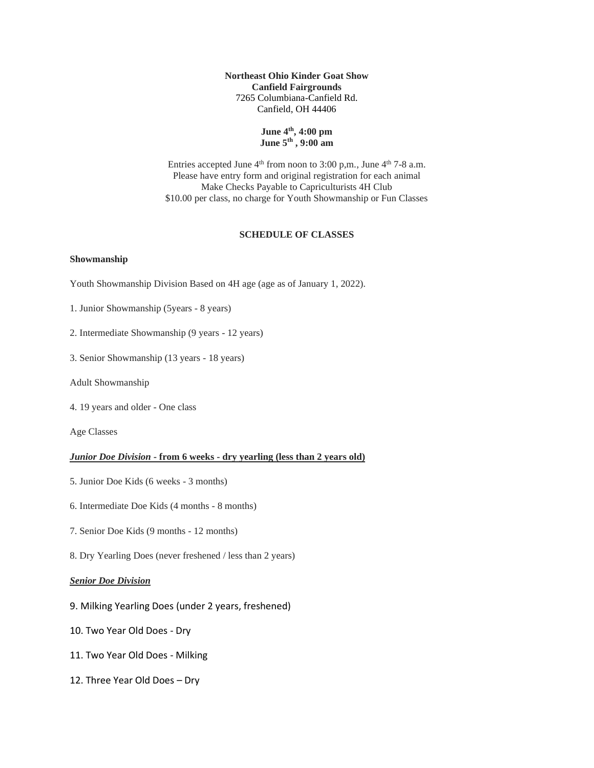**Northeast Ohio Kinder Goat Show**
**Canfield Fairgrounds**
7265 Columbiana-Canfield Rd.
Canfield, OH 44406

**June 4th, 4:00 pm**
**June 5th , 9:00 am**

Entries accepted June 4th from noon to 3:00 p,m., June 4th 7-8 a.m.
Please have entry form and original registration for each animal
Make Checks Payable to Capriculturists 4H Club
$10.00 per class, no charge for Youth Showmanship or Fun Classes

**SCHEDULE OF CLASSES**

**Showmanship**

Youth Showmanship Division Based on 4H age (age as of January 1, 2022).

1. Junior Showmanship (5years - 8 years)

2. Intermediate Showmanship (9 years - 12 years)

3. Senior Showmanship (13 years - 18 years)

Adult Showmanship

4. 19 years and older - One class

Age Classes

***Junior Doe Division*** **- from 6 weeks - dry yearling (less than 2 years old)**

5. Junior Doe Kids (6 weeks - 3 months)

6. Intermediate Doe Kids (4 months - 8 months)

7. Senior Doe Kids (9 months - 12 months)

8. Dry Yearling Does (never freshened / less than 2 years)

***Senior Doe Division***

9. Milking Yearling Does (under 2 years, freshened)

10. Two Year Old Does - Dry

11. Two Year Old Does - Milking

12. Three Year Old Does – Dry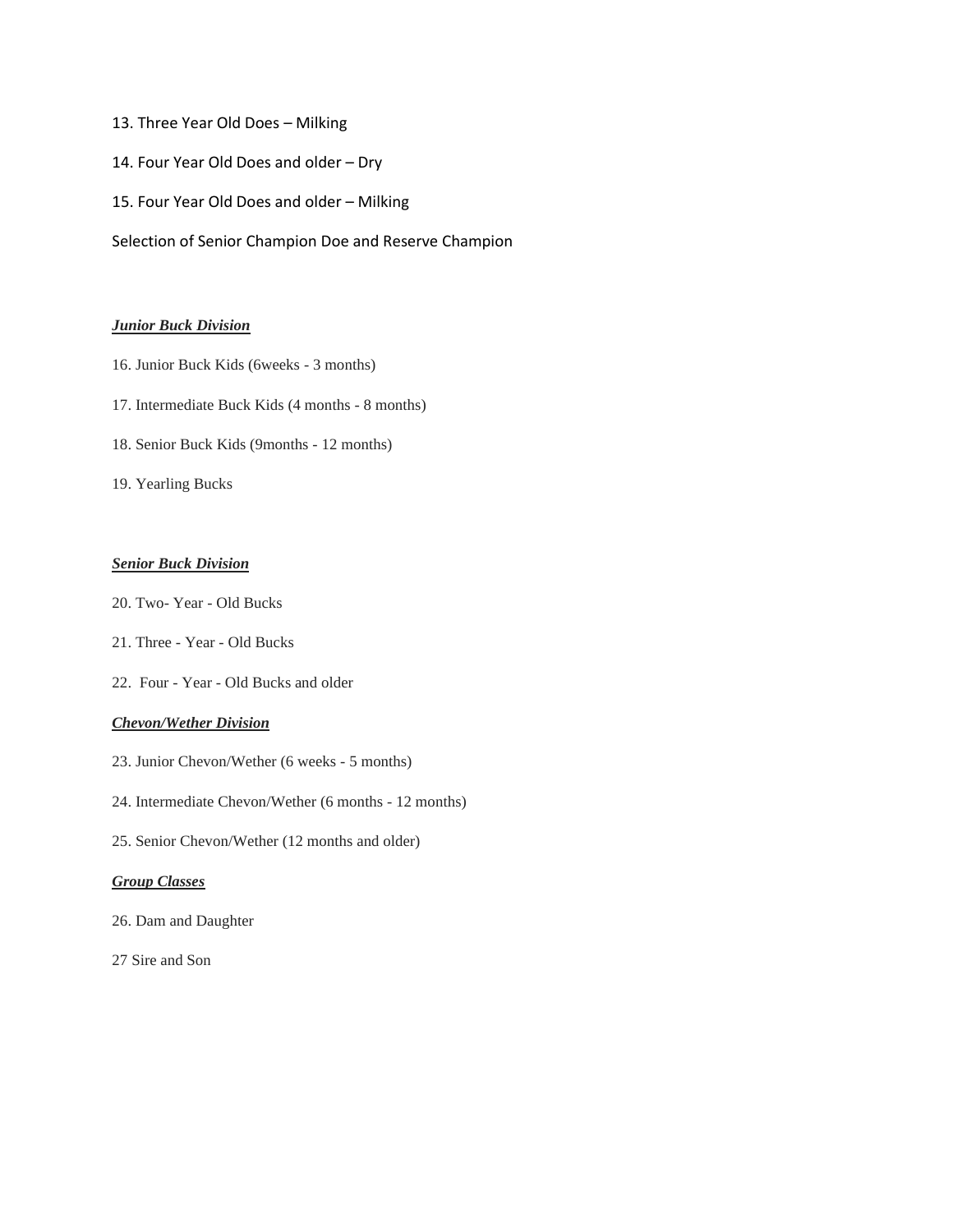13. Three Year Old Does – Milking

14. Four Year Old Does and older – Dry

15. Four Year Old Does and older – Milking

Selection of Senior Champion Doe and Reserve Champion

***Junior Buck Division***

16. Junior Buck Kids (6weeks - 3 months)

17. Intermediate Buck Kids (4 months - 8 months)

18. Senior Buck Kids (9months - 12 months)

19. Yearling Bucks

***Senior Buck Division***

20. Two- Year - Old Bucks

21. Three - Year - Old Bucks

22. Four - Year - Old Bucks and older

***Chevon/Wether Division***

23. Junior Chevon/Wether (6 weeks - 5 months)

24. Intermediate Chevon/Wether (6 months - 12 months)

25. Senior Chevon/Wether (12 months and older)

***Group Classes***

26. Dam and Daughter

27 Sire and Son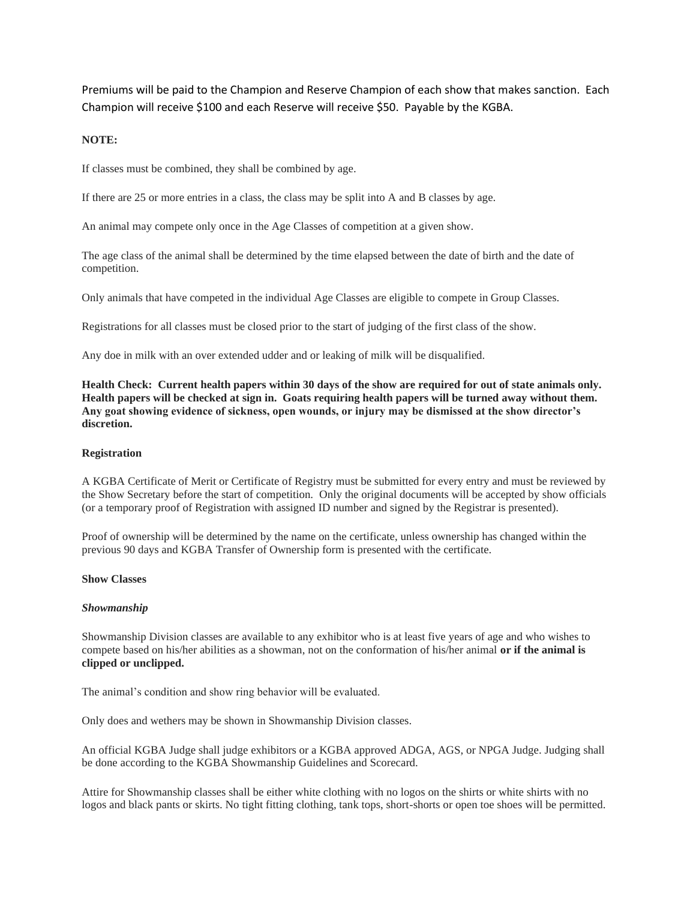Premiums will be paid to the Champion and Reserve Champion of each show that makes sanction. Each Champion will receive $100 and each Reserve will receive $50. Payable by the KGBA.

**NOTE:**

If classes must be combined, they shall be combined by age.

If there are 25 or more entries in a class, the class may be split into A and B classes by age.

An animal may compete only once in the Age Classes of competition at a given show.

The age class of the animal shall be determined by the time elapsed between the date of birth and the date of competition.

Only animals that have competed in the individual Age Classes are eligible to compete in Group Classes.

Registrations for all classes must be closed prior to the start of judging of the first class of the show.

Any doe in milk with an over extended udder and or leaking of milk will be disqualified.

**Health Check: Current health papers within 30 days of the show are required for out of state animals only. Health papers will be checked at sign in. Goats requiring health papers will be turned away without them. Any goat showing evidence of sickness, open wounds, or injury may be dismissed at the show director's discretion.**

**Registration**

A KGBA Certificate of Merit or Certificate of Registry must be submitted for every entry and must be reviewed by the Show Secretary before the start of competition. Only the original documents will be accepted by show officials (or a temporary proof of Registration with assigned ID number and signed by the Registrar is presented).

Proof of ownership will be determined by the name on the certificate, unless ownership has changed within the previous 90 days and KGBA Transfer of Ownership form is presented with the certificate.

**Show Classes**

***Showmanship***

Showmanship Division classes are available to any exhibitor who is at least five years of age and who wishes to compete based on his/her abilities as a showman, not on the conformation of his/her animal **or if the animal is clipped or unclipped.**

The animal's condition and show ring behavior will be evaluated.

Only does and wethers may be shown in Showmanship Division classes.

An official KGBA Judge shall judge exhibitors or a KGBA approved ADGA, AGS, or NPGA Judge. Judging shall be done according to the KGBA Showmanship Guidelines and Scorecard.

Attire for Showmanship classes shall be either white clothing with no logos on the shirts or white shirts with no logos and black pants or skirts. No tight fitting clothing, tank tops, short-shorts or open toe shoes will be permitted.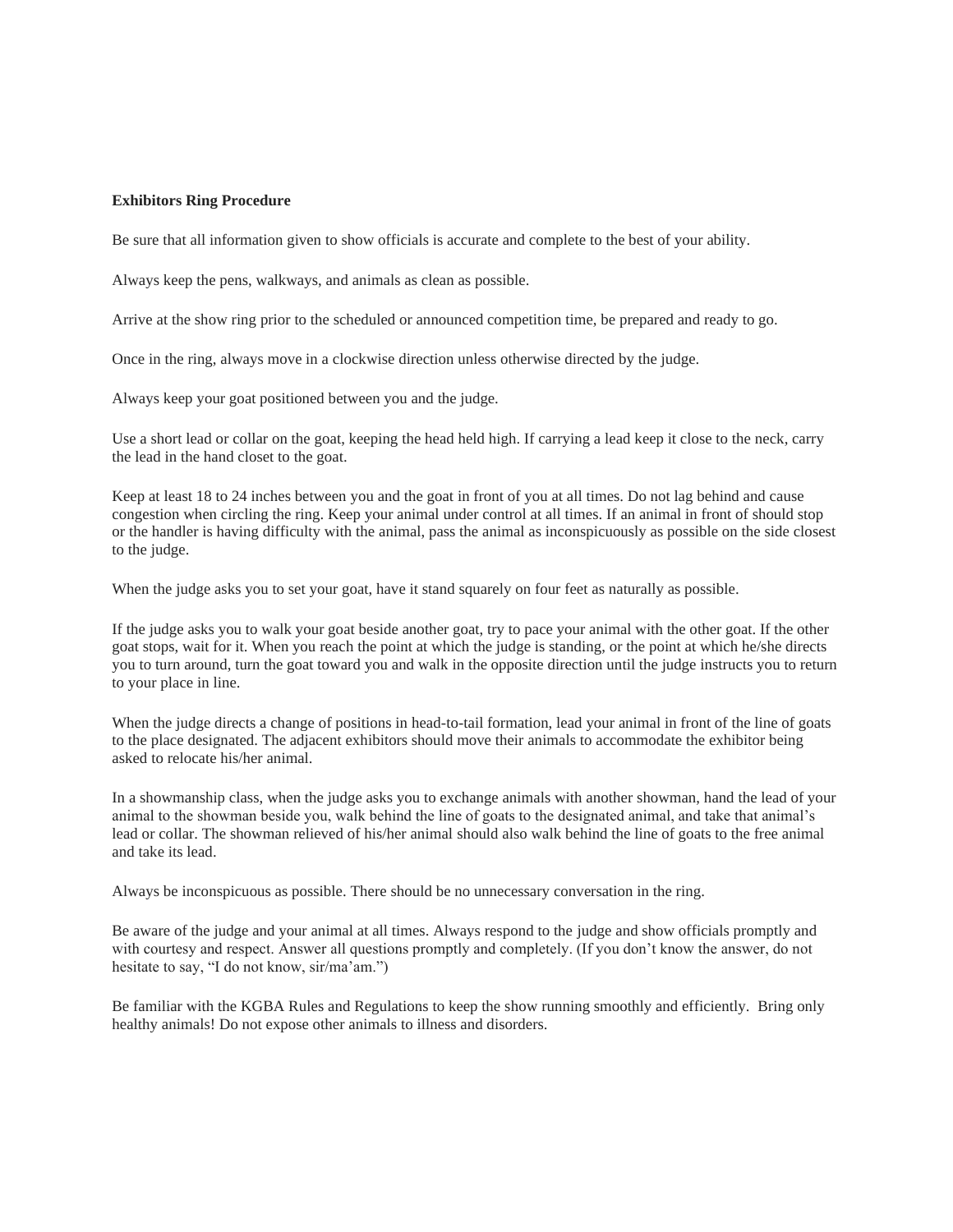**Exhibitors Ring Procedure**

Be sure that all information given to show officials is accurate and complete to the best of your ability.

Always keep the pens, walkways, and animals as clean as possible.

Arrive at the show ring prior to the scheduled or announced competition time, be prepared and ready to go.

Once in the ring, always move in a clockwise direction unless otherwise directed by the judge.

Always keep your goat positioned between you and the judge.

Use a short lead or collar on the goat, keeping the head held high. If carrying a lead keep it close to the neck, carry the lead in the hand closet to the goat.

Keep at least 18 to 24 inches between you and the goat in front of you at all times. Do not lag behind and cause congestion when circling the ring. Keep your animal under control at all times. If an animal in front of should stop or the handler is having difficulty with the animal, pass the animal as inconspicuously as possible on the side closest to the judge.

When the judge asks you to set your goat, have it stand squarely on four feet as naturally as possible.

If the judge asks you to walk your goat beside another goat, try to pace your animal with the other goat. If the other goat stops, wait for it. When you reach the point at which the judge is standing, or the point at which he/she directs you to turn around, turn the goat toward you and walk in the opposite direction until the judge instructs you to return to your place in line.

When the judge directs a change of positions in head-to-tail formation, lead your animal in front of the line of goats to the place designated. The adjacent exhibitors should move their animals to accommodate the exhibitor being asked to relocate his/her animal.

In a showmanship class, when the judge asks you to exchange animals with another showman, hand the lead of your animal to the showman beside you, walk behind the line of goats to the designated animal, and take that animal's lead or collar. The showman relieved of his/her animal should also walk behind the line of goats to the free animal and take its lead.

Always be inconspicuous as possible. There should be no unnecessary conversation in the ring.

Be aware of the judge and your animal at all times. Always respond to the judge and show officials promptly and with courtesy and respect. Answer all questions promptly and completely. (If you don't know the answer, do not hesitate to say, "I do not know, sir/ma'am.")

Be familiar with the KGBA Rules and Regulations to keep the show running smoothly and efficiently. Bring only healthy animals! Do not expose other animals to illness and disorders.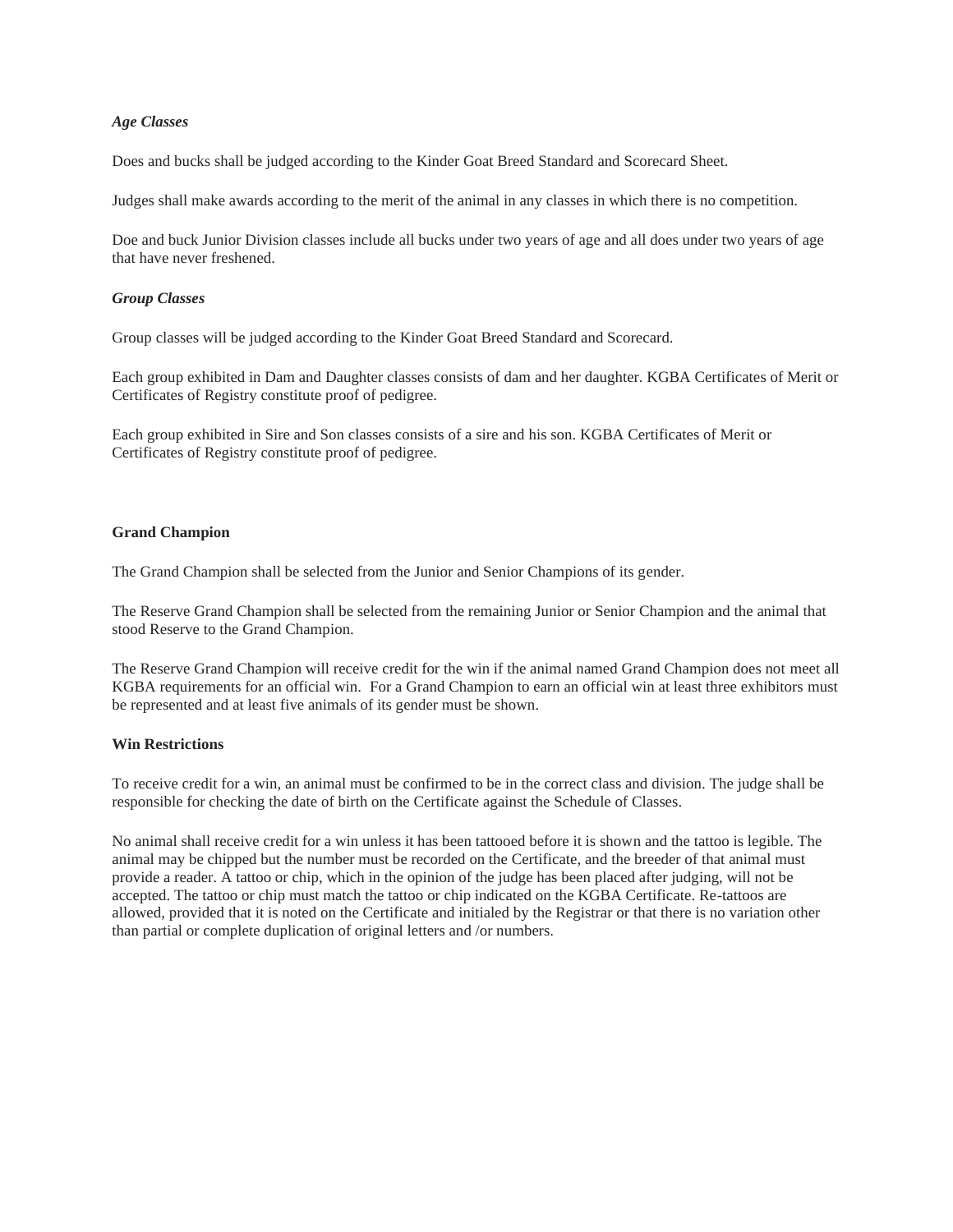***Age Classes***

Does and bucks shall be judged according to the Kinder Goat Breed Standard and Scorecard Sheet.

Judges shall make awards according to the merit of the animal in any classes in which there is no competition.

Doe and buck Junior Division classes include all bucks under two years of age and all does under two years of age that have never freshened.

***Group Classes***

Group classes will be judged according to the Kinder Goat Breed Standard and Scorecard.

Each group exhibited in Dam and Daughter classes consists of dam and her daughter. KGBA Certificates of Merit or Certificates of Registry constitute proof of pedigree.

Each group exhibited in Sire and Son classes consists of a sire and his son. KGBA Certificates of Merit or Certificates of Registry constitute proof of pedigree.

**Grand Champion**

The Grand Champion shall be selected from the Junior and Senior Champions of its gender.

The Reserve Grand Champion shall be selected from the remaining Junior or Senior Champion and the animal that stood Reserve to the Grand Champion.

The Reserve Grand Champion will receive credit for the win if the animal named Grand Champion does not meet all KGBA requirements for an official win. For a Grand Champion to earn an official win at least three exhibitors must be represented and at least five animals of its gender must be shown.

**Win Restrictions**

To receive credit for a win, an animal must be confirmed to be in the correct class and division. The judge shall be responsible for checking the date of birth on the Certificate against the Schedule of Classes.

No animal shall receive credit for a win unless it has been tattooed before it is shown and the tattoo is legible. The animal may be chipped but the number must be recorded on the Certificate, and the breeder of that animal must provide a reader. A tattoo or chip, which in the opinion of the judge has been placed after judging, will not be accepted. The tattoo or chip must match the tattoo or chip indicated on the KGBA Certificate. Re-tattoos are allowed, provided that it is noted on the Certificate and initialed by the Registrar or that there is no variation other than partial or complete duplication of original letters and /or numbers.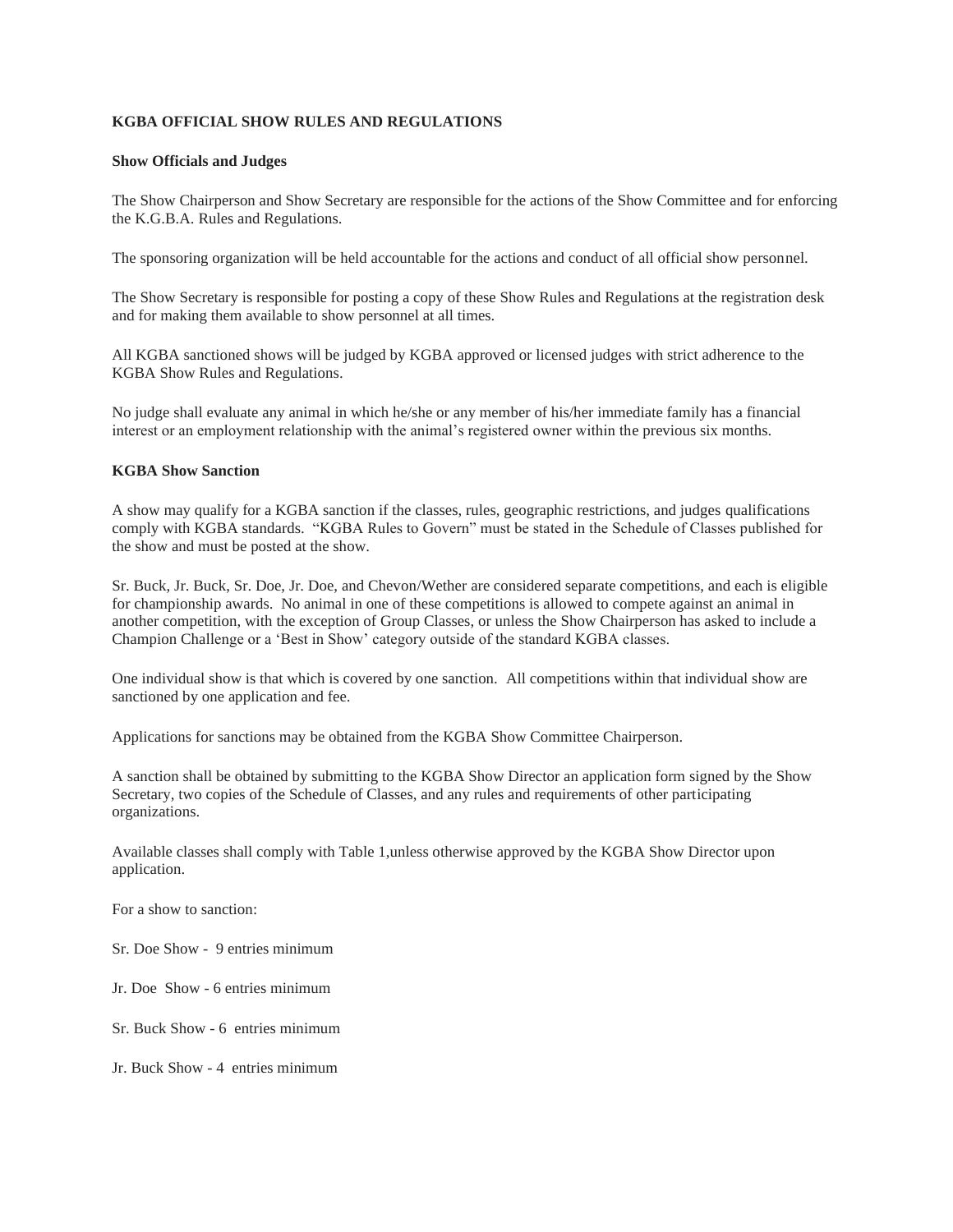**KGBA OFFICIAL SHOW RULES AND REGULATIONS**

**Show Officials and Judges**

The Show Chairperson and Show Secretary are responsible for the actions of the Show Committee and for enforcing the K.G.B.A. Rules and Regulations.

The sponsoring organization will be held accountable for the actions and conduct of all official show personnel.

The Show Secretary is responsible for posting a copy of these Show Rules and Regulations at the registration desk and for making them available to show personnel at all times.

All KGBA sanctioned shows will be judged by KGBA approved or licensed judges with strict adherence to the KGBA Show Rules and Regulations.

No judge shall evaluate any animal in which he/she or any member of his/her immediate family has a financial interest or an employment relationship with the animal's registered owner within the previous six months.

**KGBA Show Sanction**

A show may qualify for a KGBA sanction if the classes, rules, geographic restrictions, and judges qualifications comply with KGBA standards. "KGBA Rules to Govern" must be stated in the Schedule of Classes published for the show and must be posted at the show.

Sr. Buck, Jr. Buck, Sr. Doe, Jr. Doe, and Chevon/Wether are considered separate competitions, and each is eligible for championship awards. No animal in one of these competitions is allowed to compete against an animal in another competition, with the exception of Group Classes, or unless the Show Chairperson has asked to include a Champion Challenge or a 'Best in Show' category outside of the standard KGBA classes.

One individual show is that which is covered by one sanction. All competitions within that individual show are sanctioned by one application and fee.

Applications for sanctions may be obtained from the KGBA Show Committee Chairperson.

A sanction shall be obtained by submitting to the KGBA Show Director an application form signed by the Show Secretary, two copies of the Schedule of Classes, and any rules and requirements of other participating organizations.

Available classes shall comply with Table 1,unless otherwise approved by the KGBA Show Director upon application.

For a show to sanction:

Sr. Doe Show - 9 entries minimum

Jr. Doe Show - 6 entries minimum

Sr. Buck Show - 6 entries minimum

Jr. Buck Show - 4 entries minimum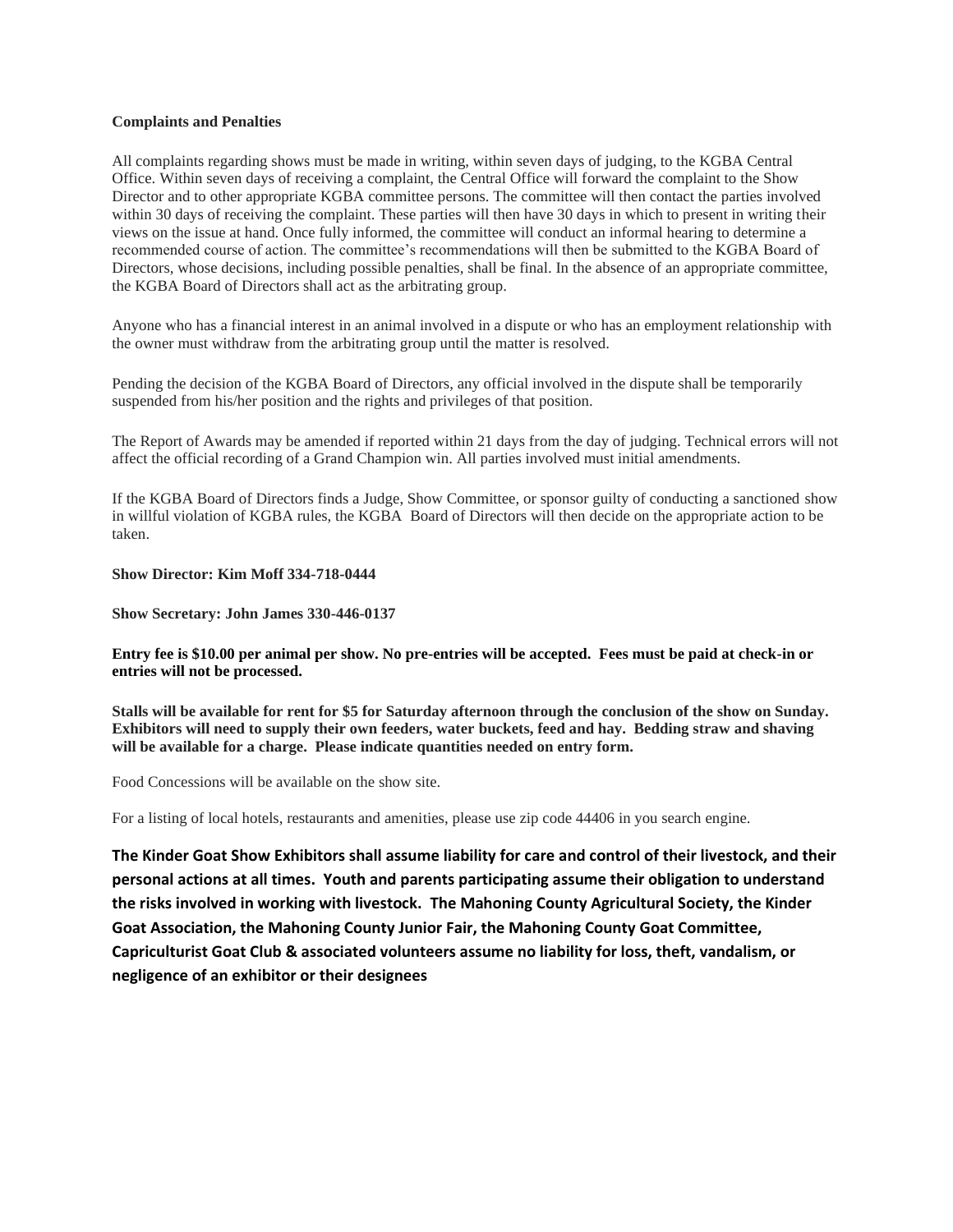**Complaints and Penalties**

All complaints regarding shows must be made in writing, within seven days of judging, to the KGBA Central Office. Within seven days of receiving a complaint, the Central Office will forward the complaint to the Show Director and to other appropriate KGBA committee persons. The committee will then contact the parties involved within 30 days of receiving the complaint. These parties will then have 30 days in which to present in writing their views on the issue at hand. Once fully informed, the committee will conduct an informal hearing to determine a recommended course of action. The committee's recommendations will then be submitted to the KGBA Board of Directors, whose decisions, including possible penalties, shall be final. In the absence of an appropriate committee, the KGBA Board of Directors shall act as the arbitrating group.

Anyone who has a financial interest in an animal involved in a dispute or who has an employment relationship with the owner must withdraw from the arbitrating group until the matter is resolved.

Pending the decision of the KGBA Board of Directors, any official involved in the dispute shall be temporarily suspended from his/her position and the rights and privileges of that position.

The Report of Awards may be amended if reported within 21 days from the day of judging. Technical errors will not affect the official recording of a Grand Champion win. All parties involved must initial amendments.

If the KGBA Board of Directors finds a Judge, Show Committee, or sponsor guilty of conducting a sanctioned show in willful violation of KGBA rules, the KGBA Board of Directors will then decide on the appropriate action to be taken.

**Show Director: Kim Moff 334-718-0444**

**Show Secretary: John James 330-446-0137**

**Entry fee is $10.00 per animal per show. No pre-entries will be accepted. Fees must be paid at check-in or entries will not be processed.**

**Stalls will be available for rent for $5 for Saturday afternoon through the conclusion of the show on Sunday. Exhibitors will need to supply their own feeders, water buckets, feed and hay. Bedding straw and shaving will be available for a charge. Please indicate quantities needed on entry form.**

Food Concessions will be available on the show site.

For a listing of local hotels, restaurants and amenities, please use zip code 44406 in you search engine.

**The Kinder Goat Show Exhibitors shall assume liability for care and control of their livestock, and their personal actions at all times. Youth and parents participating assume their obligation to understand the risks involved in working with livestock. The Mahoning County Agricultural Society, the Kinder Goat Association, the Mahoning County Junior Fair, the Mahoning County Goat Committee, Capriculturist Goat Club & associated volunteers assume no liability for loss, theft, vandalism, or negligence of an exhibitor or their designees**